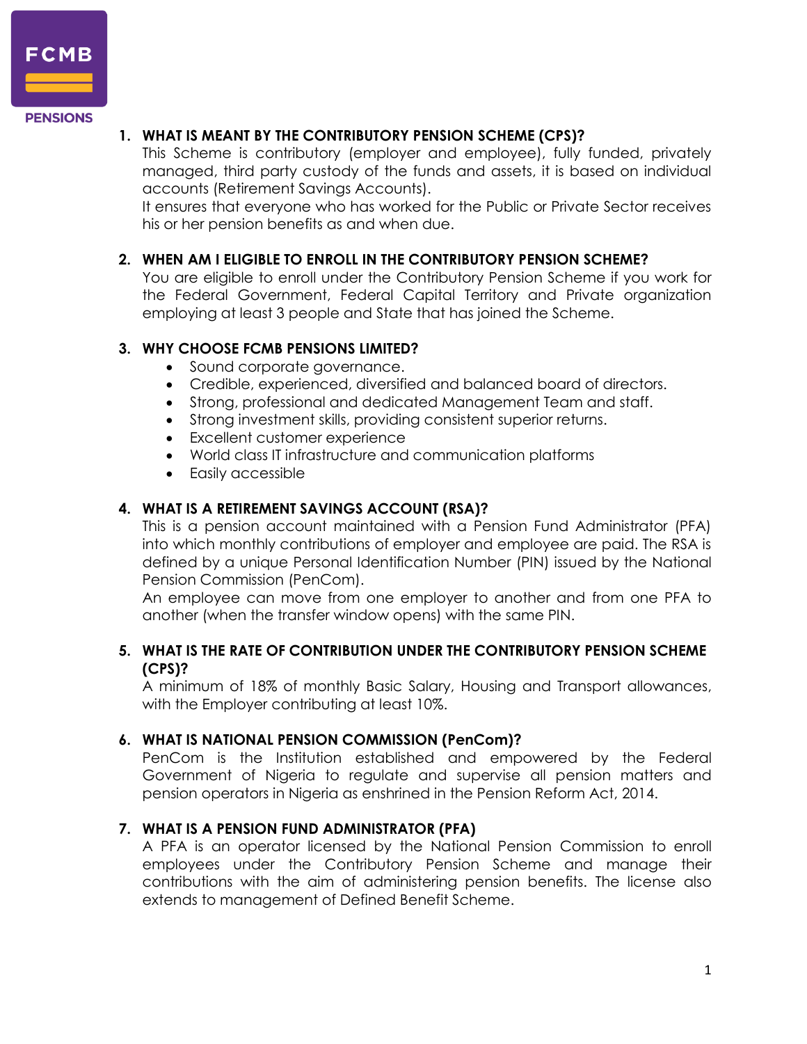FCMB PENSIONS

1. **WHAT IS MEANT BY THE CONTRIBUTORY PENSION SCHEME (CPS)?**
   This Scheme is contributory (employer and employee), fully funded, privately managed, third party custody of the funds and assets, it is based on individual accounts (Retirement Savings Accounts).
   It ensures that everyone who has worked for the Public or Private Sector receives his or her pension benefits as and when due.

2. **WHEN AM I ELIGIBLE TO ENROLL IN THE CONTRIBUTORY PENSION SCHEME?**
   You are eligible to enroll under the Contributory Pension Scheme if you work for the Federal Government, Federal Capital Territory and Private organization employing at least 3 people and State that has joined the Scheme.

3. **WHY CHOOSE FCMB PENSIONS LIMITED?**
   - Sound corporate governance.
   - Credible, experienced, diversified and balanced board of directors.
   - Strong, professional and dedicated Management Team and staff.
   - Strong investment skills, providing consistent superior returns.
   - Excellent customer experience
   - World class IT infrastructure and communication platforms
   - Easily accessible

4. **WHAT IS A RETIREMENT SAVINGS ACCOUNT (RSA)?**
   This is a pension account maintained with a Pension Fund Administrator (PFA) into which monthly contributions of employer and employee are paid. The RSA is defined by a unique Personal Identification Number (PIN) issued by the National Pension Commission (PenCom).
   An employee can move from one employer to another and from one PFA to another (when the transfer window opens) with the same PIN.

5. **WHAT IS THE RATE OF CONTRIBUTION UNDER THE CONTRIBUTORY PENSION SCHEME (CPS)?**
   A minimum of 18% of monthly Basic Salary, Housing and Transport allowances, with the Employer contributing at least 10%.

6. **WHAT IS NATIONAL PENSION COMMISSION (PenCom)?**
   PenCom is the Institution established and empowered by the Federal Government of Nigeria to regulate and supervise all pension matters and pension operators in Nigeria as enshrined in the Pension Reform Act, 2014.

7. **WHAT IS A PENSION FUND ADMINISTRATOR (PFA)**
   A PFA is an operator licensed by the National Pension Commission to enroll employees under the Contributory Pension Scheme and manage their contributions with the aim of administering pension benefits. The license also extends to management of Defined Benefit Scheme.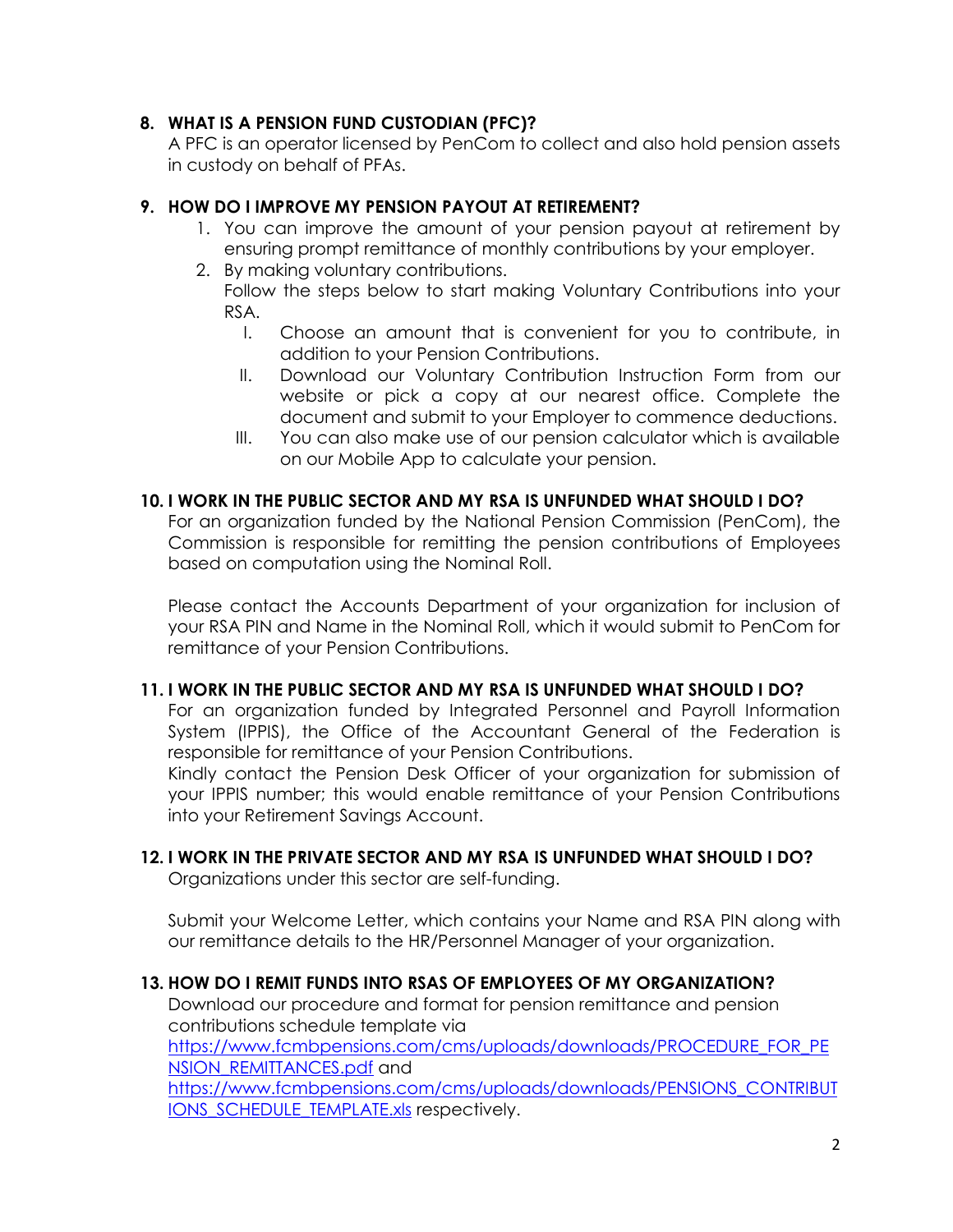### 8. WHAT IS A PENSION FUND CUSTODIAN (PFC)?

A PFC is an operator licensed by PenCom to collect and also hold pension assets in custody on behalf of PFAs.

### 9. HOW DO I IMPROVE MY PENSION PAYOUT AT RETIREMENT?

1. You can improve the amount of your pension payout at retirement by ensuring prompt remittance of monthly contributions by your employer.
2. By making voluntary contributions.
   Follow the steps below to start making Voluntary Contributions into your RSA.
   I. Choose an amount that is convenient for you to contribute, in addition to your Pension Contributions.
   II. Download our Voluntary Contribution Instruction Form from our website or pick a copy at our nearest office. Complete the document and submit to your Employer to commence deductions.
   III. You can also make use of our pension calculator which is available on our Mobile App to calculate your pension.

### 10. I WORK IN THE PUBLIC SECTOR AND MY RSA IS UNFUNDED WHAT SHOULD I DO?

For an organization funded by the National Pension Commission (PenCom), the Commission is responsible for remitting the pension contributions of Employees based on computation using the Nominal Roll.

Please contact the Accounts Department of your organization for inclusion of your RSA PIN and Name in the Nominal Roll, which it would submit to PenCom for remittance of your Pension Contributions.

### 11. I WORK IN THE PUBLIC SECTOR AND MY RSA IS UNFUNDED WHAT SHOULD I DO?

For an organization funded by Integrated Personnel and Payroll Information System (IPPIS), the Office of the Accountant General of the Federation is responsible for remittance of your Pension Contributions.
Kindly contact the Pension Desk Officer of your organization for submission of your IPPIS number; this would enable remittance of your Pension Contributions into your Retirement Savings Account.

### 12. I WORK IN THE PRIVATE SECTOR AND MY RSA IS UNFUNDED WHAT SHOULD I DO?

Organizations under this sector are self-funding.

Submit your Welcome Letter, which contains your Name and RSA PIN along with our remittance details to the HR/Personnel Manager of your organization.

### 13. HOW DO I REMIT FUNDS INTO RSAS OF EMPLOYEES OF MY ORGANIZATION?

Download our procedure and format for pension remittance and pension contributions schedule template via [https://www.fcmbpensions.com/cms/uploads/downloads/PROCEDURE_FOR_PENSION_REMITTANCES.pdf](https://www.fcmbpensions.com/cms/uploads/downloads/PROCEDURE_FOR_PENSION_REMITTANCES.pdf) and [https://www.fcmbpensions.com/cms/uploads/downloads/PENSIONS_CONTRIBUTIONS_SCHEDULE_TEMPLATE.xls](https://www.fcmbpensions.com/cms/uploads/downloads/PENSIONS_CONTRIBUTIONS_SCHEDULE_TEMPLATE.xls) respectively.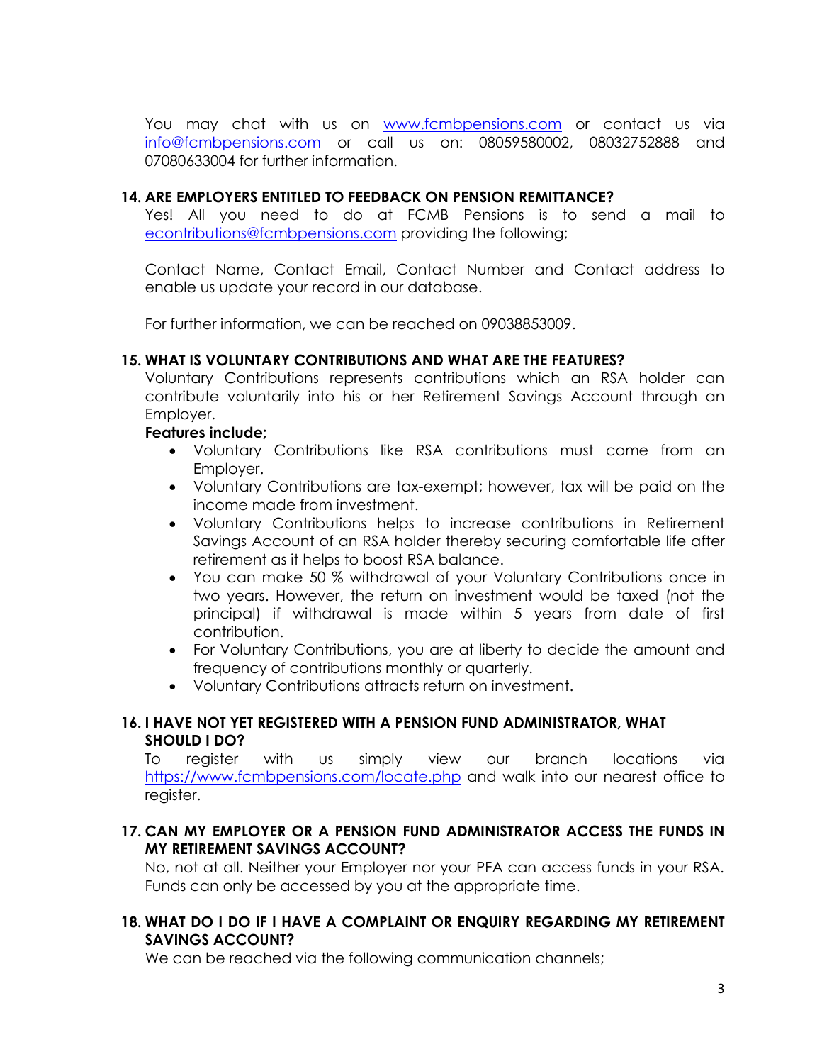You may chat with us on www.fcmbpensions.com or contact us via info@fcmbpensions.com or call us on: 08059580002, 08032752888 and 07080633004 for further information.

## 14. ARE EMPLOYERS ENTITLED TO FEEDBACK ON PENSION REMITTANCE?

Yes! All you need to do at FCMB Pensions is to send a mail to econtributions@fcmbpensions.com providing the following;

Contact Name, Contact Email, Contact Number and Contact address to enable us update your record in our database.

For further information, we can be reached on 09038853009.

## 15. WHAT IS VOLUNTARY CONTRIBUTIONS AND WHAT ARE THE FEATURES?

Voluntary Contributions represents contributions which an RSA holder can contribute voluntarily into his or her Retirement Savings Account through an Employer.

**Features include;**

- Voluntary Contributions like RSA contributions must come from an Employer.
- Voluntary Contributions are tax-exempt; however, tax will be paid on the income made from investment.
- Voluntary Contributions helps to increase contributions in Retirement Savings Account of an RSA holder thereby securing comfortable life after retirement as it helps to boost RSA balance.
- You can make 50 % withdrawal of your Voluntary Contributions once in two years. However, the return on investment would be taxed (not the principal) if withdrawal is made within 5 years from date of first contribution.
- For Voluntary Contributions, you are at liberty to decide the amount and frequency of contributions monthly or quarterly.
- Voluntary Contributions attracts return on investment.

## 16. I HAVE NOT YET REGISTERED WITH A PENSION FUND ADMINISTRATOR, WHAT SHOULD I DO?

To register with us simply view our branch locations via https://www.fcmbpensions.com/locate.php and walk into our nearest office to register.

## 17. CAN MY EMPLOYER OR A PENSION FUND ADMINISTRATOR ACCESS THE FUNDS IN MY RETIREMENT SAVINGS ACCOUNT?

No, not at all. Neither your Employer nor your PFA can access funds in your RSA. Funds can only be accessed by you at the appropriate time.

## 18. WHAT DO I DO IF I HAVE A COMPLAINT OR ENQUIRY REGARDING MY RETIREMENT SAVINGS ACCOUNT?

We can be reached via the following communication channels;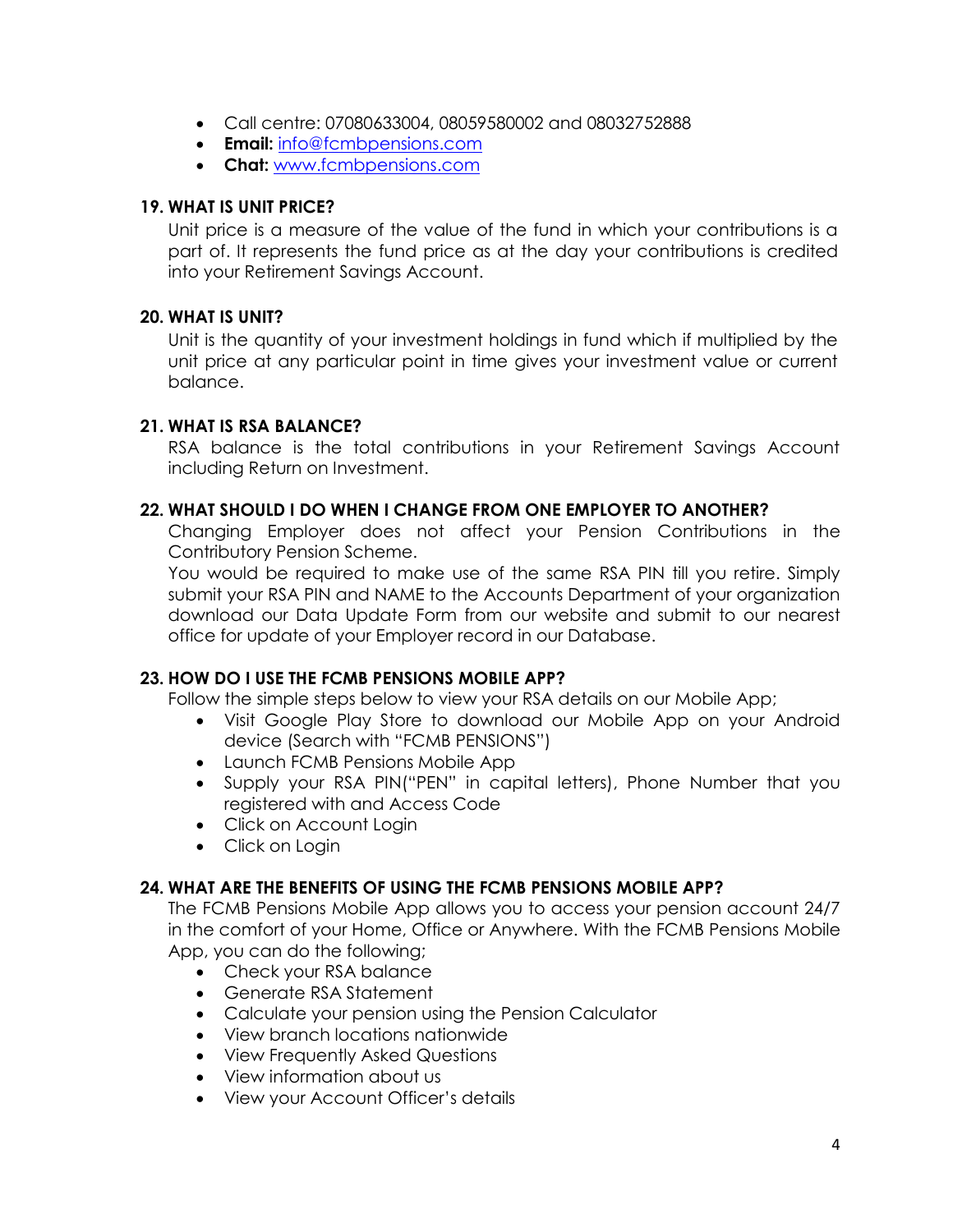- Call centre: 07080633004, 08059580002 and 08032752888
- **Email:** info@fcmbpensions.com
- **Chat:** www.fcmbpensions.com

### 19. WHAT IS UNIT PRICE?

Unit price is a measure of the value of the fund in which your contributions is a part of. It represents the fund price as at the day your contributions is credited into your Retirement Savings Account.

### 20. WHAT IS UNIT?

Unit is the quantity of your investment holdings in fund which if multiplied by the unit price at any particular point in time gives your investment value or current balance.

### 21. WHAT IS RSA BALANCE?

RSA balance is the total contributions in your Retirement Savings Account including Return on Investment.

### 22. WHAT SHOULD I DO WHEN I CHANGE FROM ONE EMPLOYER TO ANOTHER?

Changing Employer does not affect your Pension Contributions in the Contributory Pension Scheme.

You would be required to make use of the same RSA PIN till you retire. Simply submit your RSA PIN and NAME to the Accounts Department of your organization download our Data Update Form from our website and submit to our nearest office for update of your Employer record in our Database.

### 23. HOW DO I USE THE FCMB PENSIONS MOBILE APP?

Follow the simple steps below to view your RSA details on our Mobile App;

- Visit Google Play Store to download our Mobile App on your Android device (Search with "FCMB PENSIONS")
- Launch FCMB Pensions Mobile App
- Supply your RSA PIN("PEN" in capital letters), Phone Number that you registered with and Access Code
- Click on Account Login
- Click on Login

### 24. WHAT ARE THE BENEFITS OF USING THE FCMB PENSIONS MOBILE APP?

The FCMB Pensions Mobile App allows you to access your pension account 24/7 in the comfort of your Home, Office or Anywhere. With the FCMB Pensions Mobile App, you can do the following;

- Check your RSA balance
- Generate RSA Statement
- Calculate your pension using the Pension Calculator
- View branch locations nationwide
- View Frequently Asked Questions
- View information about us
- View your Account Officer's details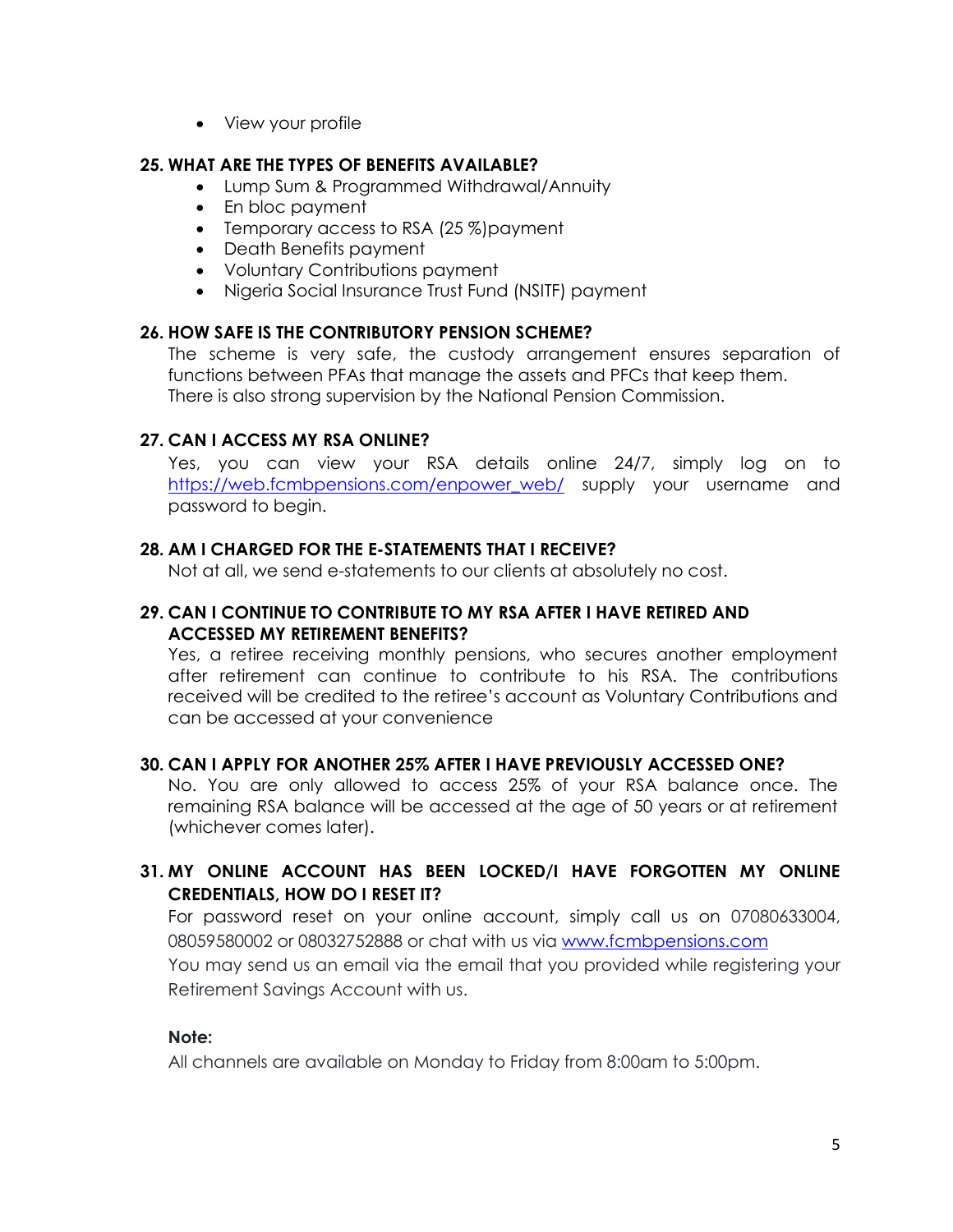- View your profile

**25. WHAT ARE THE TYPES OF BENEFITS AVAILABLE?**

- Lump Sum & Programmed Withdrawal/Annuity
- En bloc payment
- Temporary access to RSA (25 %)payment
- Death Benefits payment
- Voluntary Contributions payment
- Nigeria Social Insurance Trust Fund (NSITF) payment

**26. HOW SAFE IS THE CONTRIBUTORY PENSION SCHEME?**

The scheme is very safe, the custody arrangement ensures separation of functions between PFAs that manage the assets and PFCs that keep them. There is also strong supervision by the National Pension Commission.

**27. CAN I ACCESS MY RSA ONLINE?**

Yes, you can view your RSA details online 24/7, simply log on to https://web.fcmbpensions.com/enpower_web/ supply your username and password to begin.

**28. AM I CHARGED FOR THE E-STATEMENTS THAT I RECEIVE?**

Not at all, we send e-statements to our clients at absolutely no cost.

**29. CAN I CONTINUE TO CONTRIBUTE TO MY RSA AFTER I HAVE RETIRED AND ACCESSED MY RETIREMENT BENEFITS?**

Yes, a retiree receiving monthly pensions, who secures another employment after retirement can continue to contribute to his RSA. The contributions received will be credited to the retiree's account as Voluntary Contributions and can be accessed at your convenience

**30. CAN I APPLY FOR ANOTHER 25% AFTER I HAVE PREVIOUSLY ACCESSED ONE?**

No. You are only allowed to access 25% of your RSA balance once. The remaining RSA balance will be accessed at the age of 50 years or at retirement (whichever comes later).

**31. MY ONLINE ACCOUNT HAS BEEN LOCKED/I HAVE FORGOTTEN MY ONLINE CREDENTIALS, HOW DO I RESET IT?**

For password reset on your online account, simply call us on 07080633004, 08059580002 or 08032752888 or chat with us via www.fcmbpensions.com

You may send us an email via the email that you provided while registering your Retirement Savings Account with us.

**Note:**

All channels are available on Monday to Friday from 8:00am to 5:00pm.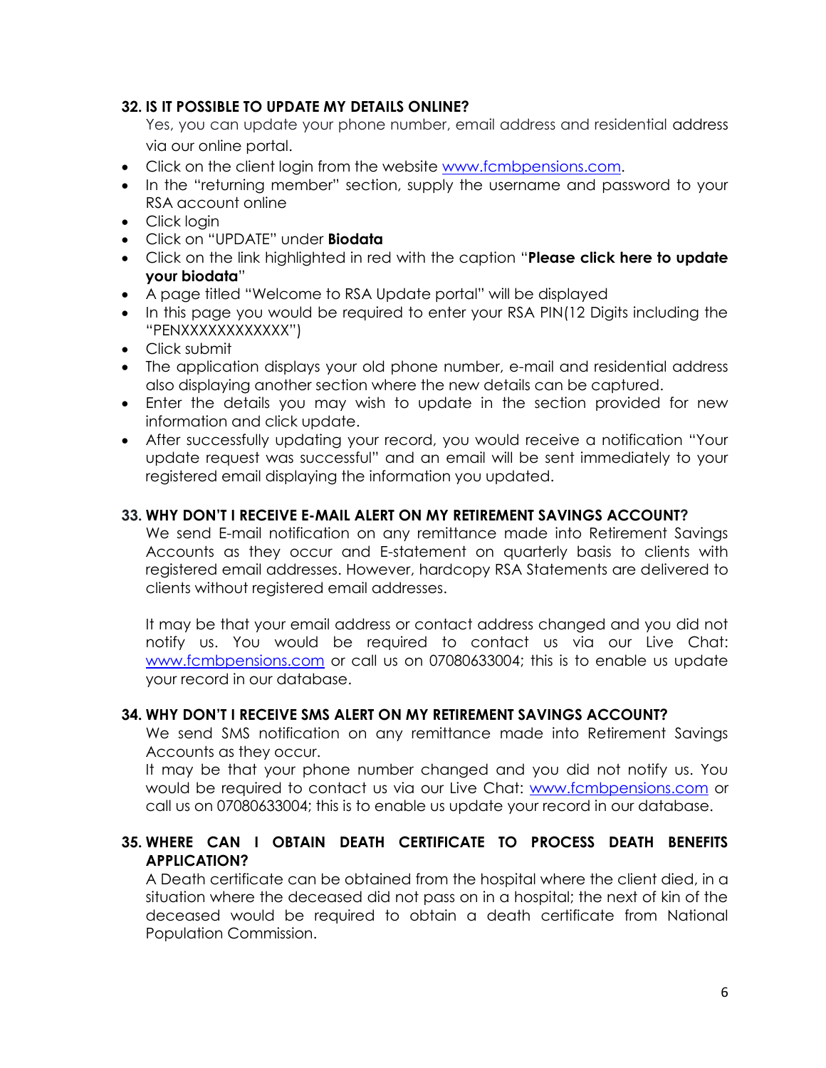**32. IS IT POSSIBLE TO UPDATE MY DETAILS ONLINE?**

Yes, you can update your phone number, email address and residential address via our online portal.

- Click on the client login from the website [www.fcmbpensions.com](www.fcmbpensions.com).
- In the "returning member" section, supply the username and password to your RSA account online
- Click login
- Click on "UPDATE" under **Biodata**
- Click on the link highlighted in red with the caption "**Please click here to update your biodata**"
- A page titled "Welcome to RSA Update portal" will be displayed
- In this page you would be required to enter your RSA PIN(12 Digits including the "PENXXXXXXXXXXXX")
- Click submit
- The application displays your old phone number, e-mail and residential address also displaying another section where the new details can be captured.
- Enter the details you may wish to update in the section provided for new information and click update.
- After successfully updating your record, you would receive a notification "Your update request was successful" and an email will be sent immediately to your registered email displaying the information you updated.

**33. WHY DON'T I RECEIVE E-MAIL ALERT ON MY RETIREMENT SAVINGS ACCOUNT?**

We send E-mail notification on any remittance made into Retirement Savings Accounts as they occur and E-statement on quarterly basis to clients with registered email addresses. However, hardcopy RSA Statements are delivered to clients without registered email addresses.

It may be that your email address or contact address changed and you did not notify us. You would be required to contact us via our Live Chat: [www.fcmbpensions.com](www.fcmbpensions.com) or call us on 07080633004; this is to enable us update your record in our database.

**34. WHY DON'T I RECEIVE SMS ALERT ON MY RETIREMENT SAVINGS ACCOUNT?**

We send SMS notification on any remittance made into Retirement Savings Accounts as they occur.
It may be that your phone number changed and you did not notify us. You would be required to contact us via our Live Chat: [www.fcmbpensions.com](www.fcmbpensions.com) or call us on 07080633004; this is to enable us update your record in our database.

**35. WHERE CAN I OBTAIN DEATH CERTIFICATE TO PROCESS DEATH BENEFITS APPLICATION?**

A Death certificate can be obtained from the hospital where the client died, in a situation where the deceased did not pass on in a hospital; the next of kin of the deceased would be required to obtain a death certificate from National Population Commission.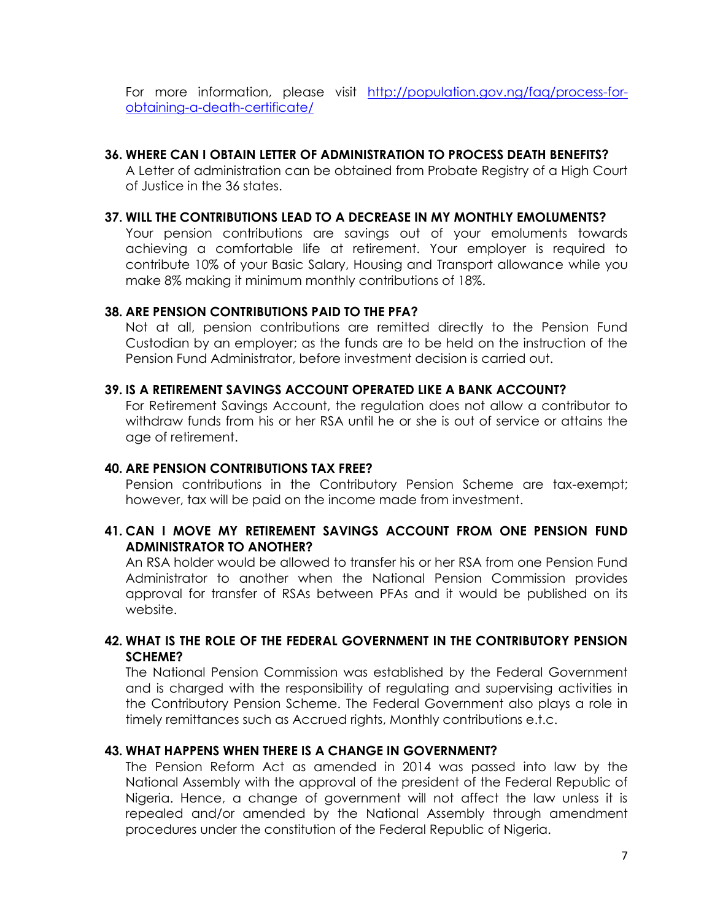For more information, please visit [http://population.gov.ng/faq/process-for-obtaining-a-death-certificate/](http://population.gov.ng/faq/process-for-obtaining-a-death-certificate/)

**36. WHERE CAN I OBTAIN LETTER OF ADMINISTRATION TO PROCESS DEATH BENEFITS?**

A Letter of administration can be obtained from Probate Registry of a High Court of Justice in the 36 states.

**37. WILL THE CONTRIBUTIONS LEAD TO A DECREASE IN MY MONTHLY EMOLUMENTS?**

Your pension contributions are savings out of your emoluments towards achieving a comfortable life at retirement. Your employer is required to contribute 10% of your Basic Salary, Housing and Transport allowance while you make 8% making it minimum monthly contributions of 18%.

**38. ARE PENSION CONTRIBUTIONS PAID TO THE PFA?**

Not at all, pension contributions are remitted directly to the Pension Fund Custodian by an employer; as the funds are to be held on the instruction of the Pension Fund Administrator, before investment decision is carried out.

**39. IS A RETIREMENT SAVINGS ACCOUNT OPERATED LIKE A BANK ACCOUNT?**

For Retirement Savings Account, the regulation does not allow a contributor to withdraw funds from his or her RSA until he or she is out of service or attains the age of retirement.

**40. ARE PENSION CONTRIBUTIONS TAX FREE?**

Pension contributions in the Contributory Pension Scheme are tax-exempt; however, tax will be paid on the income made from investment.

**41. CAN I MOVE MY RETIREMENT SAVINGS ACCOUNT FROM ONE PENSION FUND ADMINISTRATOR TO ANOTHER?**

An RSA holder would be allowed to transfer his or her RSA from one Pension Fund Administrator to another when the National Pension Commission provides approval for transfer of RSAs between PFAs and it would be published on its website.

**42. WHAT IS THE ROLE OF THE FEDERAL GOVERNMENT IN THE CONTRIBUTORY PENSION SCHEME?**

The National Pension Commission was established by the Federal Government and is charged with the responsibility of regulating and supervising activities in the Contributory Pension Scheme. The Federal Government also plays a role in timely remittances such as Accrued rights, Monthly contributions e.t.c.

**43. WHAT HAPPENS WHEN THERE IS A CHANGE IN GOVERNMENT?**

The Pension Reform Act as amended in 2014 was passed into law by the National Assembly with the approval of the president of the Federal Republic of Nigeria. Hence, a change of government will not affect the law unless it is repealed and/or amended by the National Assembly through amendment procedures under the constitution of the Federal Republic of Nigeria.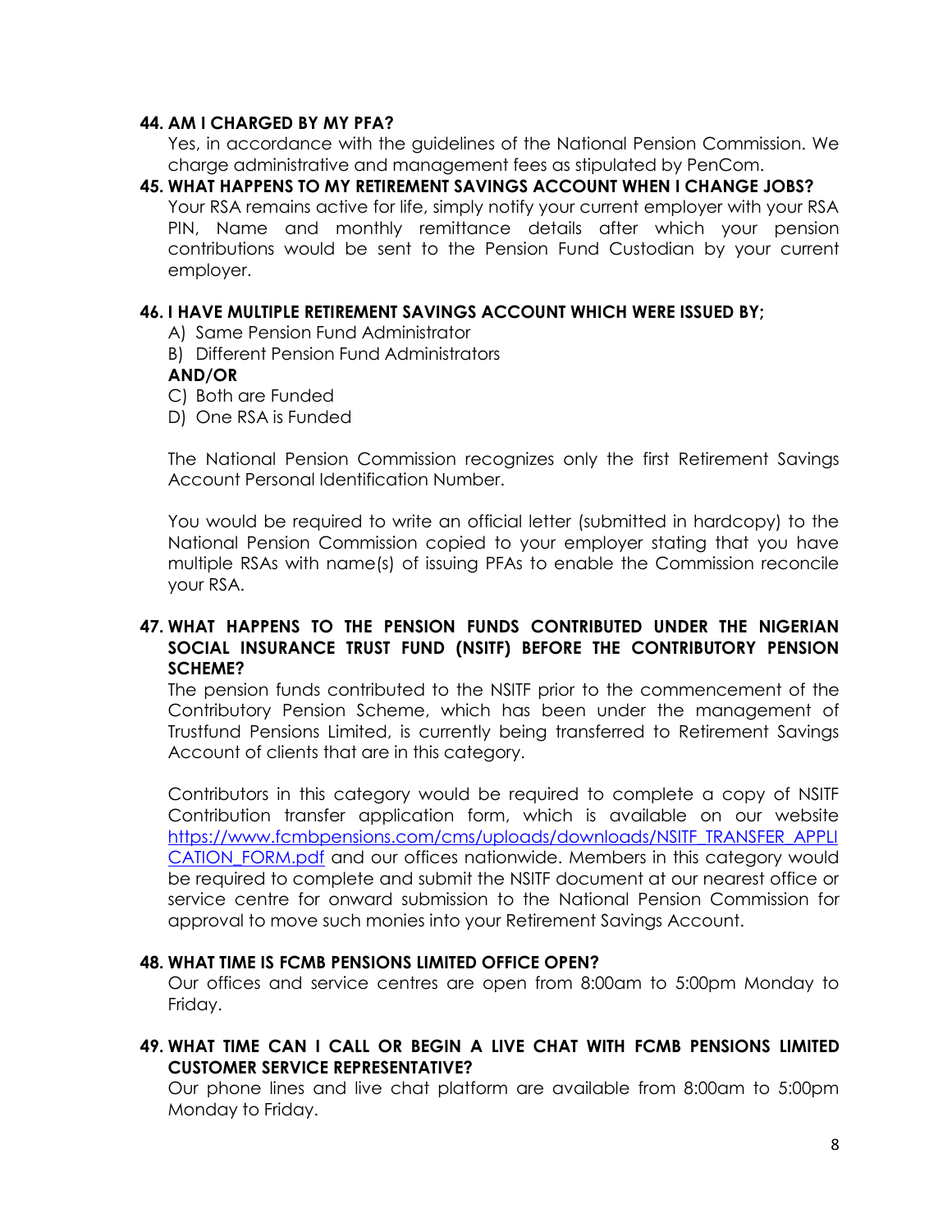### 44. AM I CHARGED BY MY PFA?

Yes, in accordance with the guidelines of the National Pension Commission. We charge administrative and management fees as stipulated by PenCom.

### 45. WHAT HAPPENS TO MY RETIREMENT SAVINGS ACCOUNT WHEN I CHANGE JOBS?

Your RSA remains active for life, simply notify your current employer with your RSA PIN, Name and monthly remittance details after which your pension contributions would be sent to the Pension Fund Custodian by your current employer.

### 46. I HAVE MULTIPLE RETIREMENT SAVINGS ACCOUNT WHICH WERE ISSUED BY;

A) Same Pension Fund Administrator
B) Different Pension Fund Administrators

**AND/OR**

C) Both are Funded
D) One RSA is Funded

The National Pension Commission recognizes only the first Retirement Savings Account Personal Identification Number.

You would be required to write an official letter (submitted in hardcopy) to the National Pension Commission copied to your employer stating that you have multiple RSAs with name(s) of issuing PFAs to enable the Commission reconcile your RSA.

### 47. WHAT HAPPENS TO THE PENSION FUNDS CONTRIBUTED UNDER THE NIGERIAN SOCIAL INSURANCE TRUST FUND (NSITF) BEFORE THE CONTRIBUTORY PENSION SCHEME?

The pension funds contributed to the NSITF prior to the commencement of the Contributory Pension Scheme, which has been under the management of Trustfund Pensions Limited, is currently being transferred to Retirement Savings Account of clients that are in this category.

Contributors in this category would be required to complete a copy of NSITF Contribution transfer application form, which is available on our website [https://www.fcmbpensions.com/cms/uploads/downloads/NSITF_TRANSFER_APPLICATION_FORM.pdf](https://www.fcmbpensions.com/cms/uploads/downloads/NSITF_TRANSFER_APPLICATION_FORM.pdf) and our offices nationwide. Members in this category would be required to complete and submit the NSITF document at our nearest office or service centre for onward submission to the National Pension Commission for approval to move such monies into your Retirement Savings Account.

### 48. WHAT TIME IS FCMB PENSIONS LIMITED OFFICE OPEN?

Our offices and service centres are open from 8:00am to 5:00pm Monday to Friday.

### 49. WHAT TIME CAN I CALL OR BEGIN A LIVE CHAT WITH FCMB PENSIONS LIMITED CUSTOMER SERVICE REPRESENTATIVE?

Our phone lines and live chat platform are available from 8:00am to 5:00pm Monday to Friday.